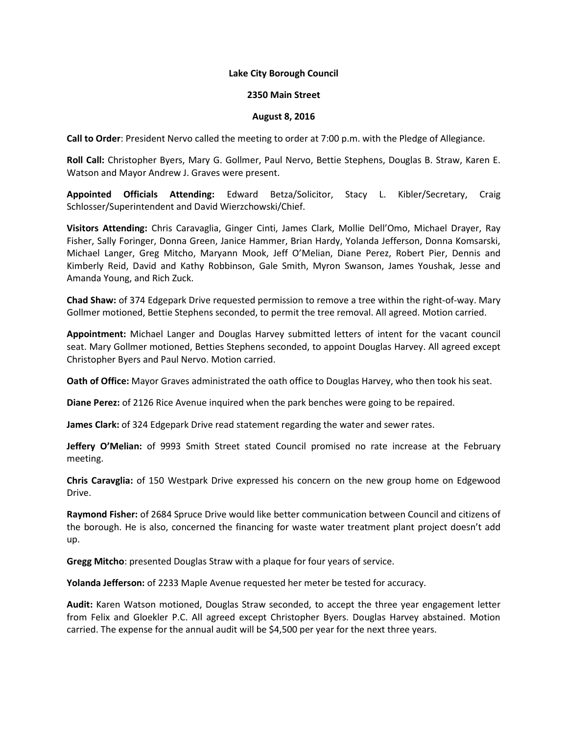**Lake City Borough Council**

**2350 Main Street**

**August 8, 2016**

**Call to Order**: President Nervo called the meeting to order at 7:00 p.m. with the Pledge of Allegiance.

**Roll Call:** Christopher Byers, Mary G. Gollmer, Paul Nervo, Bettie Stephens, Douglas B. Straw, Karen E. Watson and Mayor Andrew J. Graves were present.

**Appointed Officials Attending:** Edward Betza/Solicitor, Stacy L. Kibler/Secretary, Craig Schlosser/Superintendent and David Wierzchowski/Chief.

**Visitors Attending:** Chris Caravaglia, Ginger Cinti, James Clark, Mollie Dell'Omo, Michael Drayer, Ray Fisher, Sally Foringer, Donna Green, Janice Hammer, Brian Hardy, Yolanda Jefferson, Donna Komsarski, Michael Langer, Greg Mitcho, Maryann Mook, Jeff O'Melian, Diane Perez, Robert Pier, Dennis and Kimberly Reid, David and Kathy Robbinson, Gale Smith, Myron Swanson, James Youshak, Jesse and Amanda Young, and Rich Zuck.

**Chad Shaw:** of 374 Edgepark Drive requested permission to remove a tree within the right-of-way. Mary Gollmer motioned, Bettie Stephens seconded, to permit the tree removal. All agreed. Motion carried.

**Appointment:** Michael Langer and Douglas Harvey submitted letters of intent for the vacant council seat. Mary Gollmer motioned, Betties Stephens seconded, to appoint Douglas Harvey. All agreed except Christopher Byers and Paul Nervo. Motion carried.

**Oath of Office:** Mayor Graves administrated the oath office to Douglas Harvey, who then took his seat.

**Diane Perez:** of 2126 Rice Avenue inquired when the park benches were going to be repaired.

**James Clark:** of 324 Edgepark Drive read statement regarding the water and sewer rates.

**Jeffery O'Melian:** of 9993 Smith Street stated Council promised no rate increase at the February meeting.

**Chris Caravglia:** of 150 Westpark Drive expressed his concern on the new group home on Edgewood Drive.

**Raymond Fisher:** of 2684 Spruce Drive would like better communication between Council and citizens of the borough. He is also, concerned the financing for waste water treatment plant project doesn't add up.

**Gregg Mitcho**: presented Douglas Straw with a plaque for four years of service.

**Yolanda Jefferson:** of 2233 Maple Avenue requested her meter be tested for accuracy.

**Audit:** Karen Watson motioned, Douglas Straw seconded, to accept the three year engagement letter from Felix and Gloekler P.C. All agreed except Christopher Byers. Douglas Harvey abstained. Motion carried. The expense for the annual audit will be $4,500 per year for the next three years.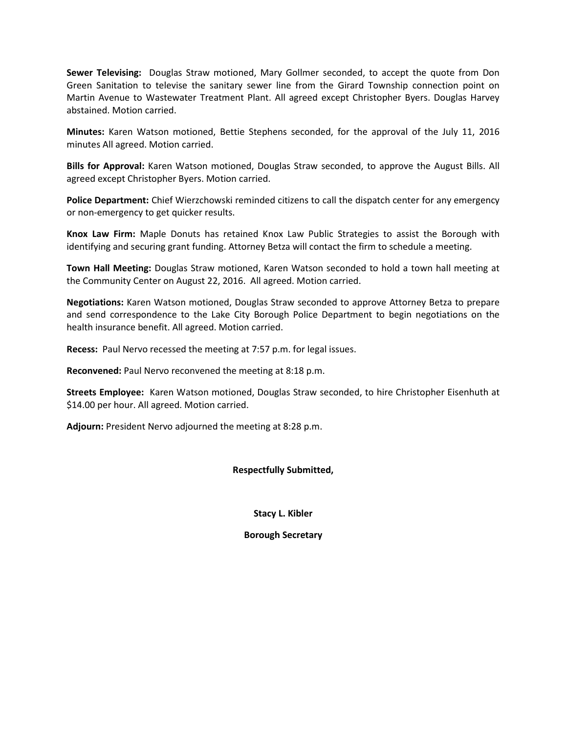**Sewer Televising:** Douglas Straw motioned, Mary Gollmer seconded, to accept the quote from Don Green Sanitation to televise the sanitary sewer line from the Girard Township connection point on Martin Avenue to Wastewater Treatment Plant. All agreed except Christopher Byers. Douglas Harvey abstained. Motion carried.

**Minutes:** Karen Watson motioned, Bettie Stephens seconded, for the approval of the July 11, 2016 minutes All agreed. Motion carried.

**Bills for Approval:** Karen Watson motioned, Douglas Straw seconded, to approve the August Bills. All agreed except Christopher Byers. Motion carried.

**Police Department:** Chief Wierzchowski reminded citizens to call the dispatch center for any emergency or non-emergency to get quicker results.

**Knox Law Firm:** Maple Donuts has retained Knox Law Public Strategies to assist the Borough with identifying and securing grant funding. Attorney Betza will contact the firm to schedule a meeting.

**Town Hall Meeting:** Douglas Straw motioned, Karen Watson seconded to hold a town hall meeting at the Community Center on August 22, 2016. All agreed. Motion carried.

**Negotiations:** Karen Watson motioned, Douglas Straw seconded to approve Attorney Betza to prepare and send correspondence to the Lake City Borough Police Department to begin negotiations on the health insurance benefit. All agreed. Motion carried.

**Recess:** Paul Nervo recessed the meeting at 7:57 p.m. for legal issues.

**Reconvened:** Paul Nervo reconvened the meeting at 8:18 p.m.

**Streets Employee:** Karen Watson motioned, Douglas Straw seconded, to hire Christopher Eisenhuth at $14.00 per hour. All agreed. Motion carried.

**Adjourn:** President Nervo adjourned the meeting at 8:28 p.m.

**Respectfully Submitted,**

**Stacy L. Kibler**

**Borough Secretary**